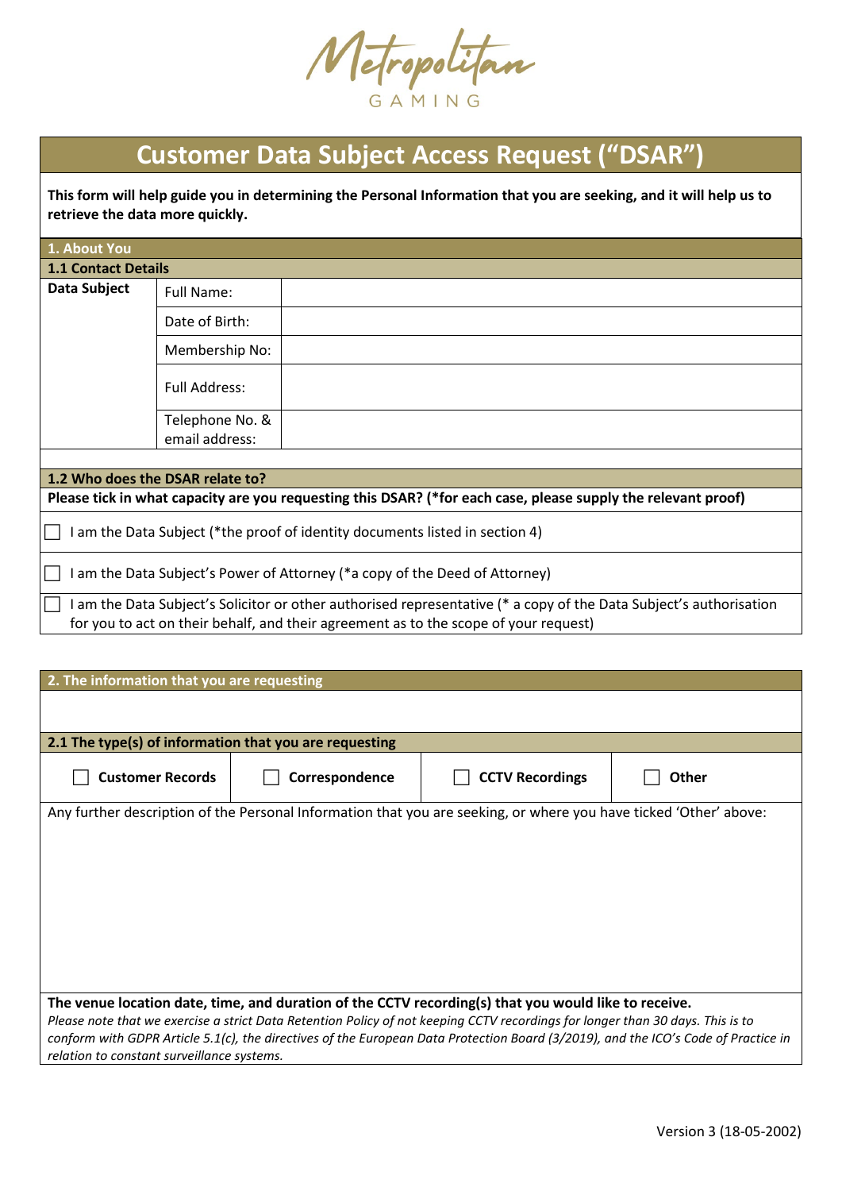Metropolitan

GAMING

# Customer Data Subject Access Request ("DSAR")

**This form will help guide you in determining the Personal Information that you are seeking, and it will help us to retrieve the data more quickly.**

## 1. About You

### 1.1 Contact Details

| **Data Subject** | Full Name: | |
|---|---|---|
| | Date of Birth: | |
| | Membership No: | |
| | Full Address: | |
| | Telephone No. & email address: | |

### 1.2 Who does the DSAR relate to?

**Please tick in what capacity are you requesting this DSAR? (*for each case, please supply the relevant proof)**

- ☐ I am the Data Subject (*the proof of identity documents listed in section 4)
- ☐ I am the Data Subject's Power of Attorney (*a copy of the Deed of Attorney)
- ☐ I am the Data Subject's Solicitor or other authorised representative (* a copy of the Data Subject's authorisation for you to act on their behalf, and their agreement as to the scope of your request)

## 2. The information that you are requesting

### 2.1 The type(s) of information that you are requesting

| ☐ **Customer Records** | ☐ **Correspondence** | ☐ **CCTV Recordings** | ☐ **Other** |
|---|---|---|---|

Any further description of the Personal Information that you are seeking, or where you have ticked 'Other' above:

**The venue location date, time, and duration of the CCTV recording(s) that you would like to receive.**

*Please note that we exercise a strict Data Retention Policy of not keeping CCTV recordings for longer than 30 days. This is to conform with GDPR Article 5.1(c), the directives of the European Data Protection Board (3/2019), and the ICO's Code of Practice in relation to constant surveillance systems.*

Version 3 (18-05-2002)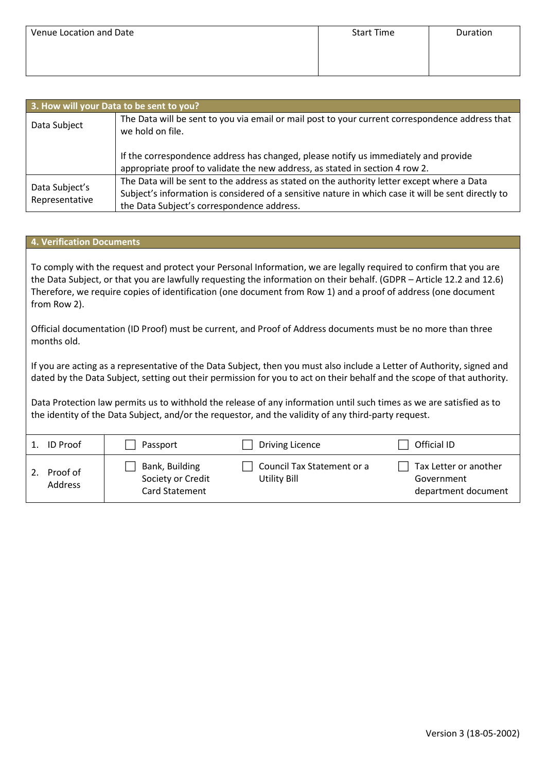| Venue Location and Date | Start Time | Duration |
|---|---|---|
| | | |

| 3. How will your Data to be sent to you? | |
|---|---|
| Data Subject | The Data will be sent to you via email or mail post to your current correspondence address that we hold on file.<br><br>If the correspondence address has changed, please notify us immediately and provide appropriate proof to validate the new address, as stated in section 4 row 2. |
| Data Subject's Representative | The Data will be sent to the address as stated on the authority letter except where a Data Subject's information is considered of a sensitive nature in which case it will be sent directly to the Data Subject's correspondence address. |

## 4. Verification Documents

To comply with the request and protect your Personal Information, we are legally required to confirm that you are the Data Subject, or that you are lawfully requesting the information on their behalf. (GDPR – Article 12.2 and 12.6) Therefore, we require copies of identification (one document from Row 1) and a proof of address (one document from Row 2).

Official documentation (ID Proof) must be current, and Proof of Address documents must be no more than three months old.

If you are acting as a representative of the Data Subject, then you must also include a Letter of Authority, signed and dated by the Data Subject, setting out their permission for you to act on their behalf and the scope of that authority.

Data Protection law permits us to withhold the release of any information until such times as we are satisfied as to the identity of the Data Subject, and/or the requestor, and the validity of any third-party request.

| | | | |
|---|---|---|---|
| 1. ID Proof | ☐ Passport | ☐ Driving Licence | ☐ Official ID |
| 2. Proof of Address | ☐ Bank, Building Society or Credit Card Statement | ☐ Council Tax Statement or a Utility Bill | ☐ Tax Letter or another Government department document |

Version 3 (18-05-2002)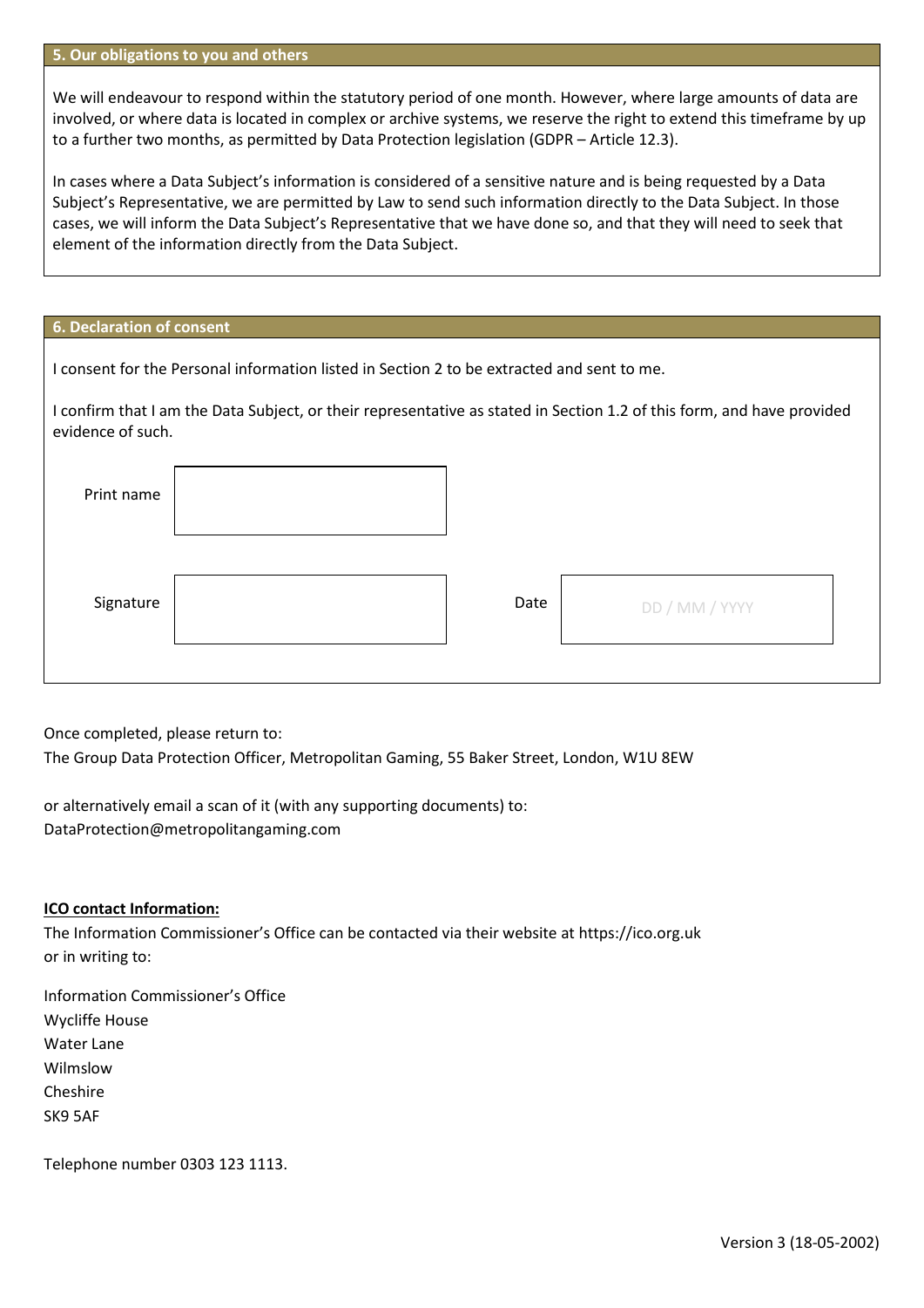## 5. Our obligations to you and others

We will endeavour to respond within the statutory period of one month. However, where large amounts of data are involved, or where data is located in complex or archive systems, we reserve the right to extend this timeframe by up to a further two months, as permitted by Data Protection legislation (GDPR – Article 12.3).

In cases where a Data Subject's information is considered of a sensitive nature and is being requested by a Data Subject's Representative, we are permitted by Law to send such information directly to the Data Subject. In those cases, we will inform the Data Subject's Representative that we have done so, and that they will need to seek that element of the information directly from the Data Subject.

## 6. Declaration of consent

I consent for the Personal information listed in Section 2 to be extracted and sent to me.

I confirm that I am the Data Subject, or their representative as stated in Section 1.2 of this form, and have provided evidence of such.

| | | | |
|---|---|---|---|
| Print name | | | |
| Signature | | Date | DD / MM / YYYY |

Once completed, please return to:
The Group Data Protection Officer, Metropolitan Gaming, 55 Baker Street, London, W1U 8EW

or alternatively email a scan of it (with any supporting documents) to:
DataProtection@metropolitangaming.com

**ICO contact Information:**

The Information Commissioner's Office can be contacted via their website at https://ico.org.uk
or in writing to:

Information Commissioner's Office
Wycliffe House
Water Lane
Wilmslow
Cheshire
SK9 5AF

Telephone number 0303 123 1113.

Version 3 (18-05-2002)